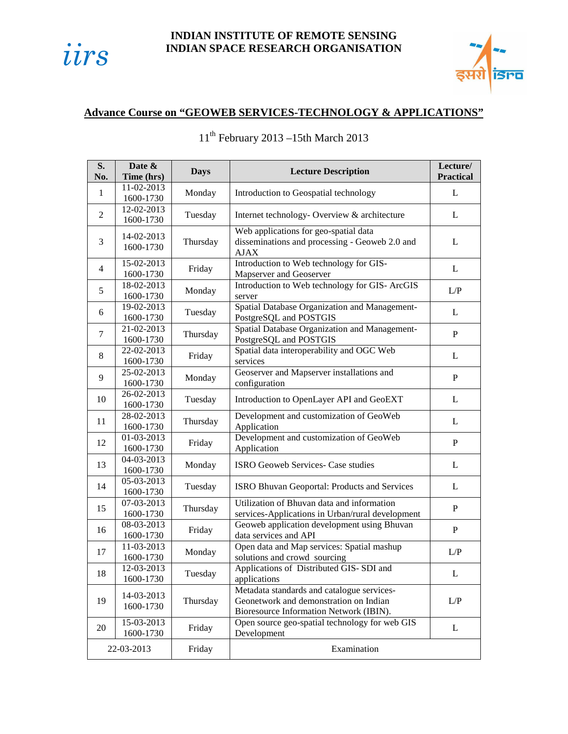**INDIAN INSTITUTE OF REMOTE SENSING**
**INDIAN SPACE RESEARCH ORGANISATION**

## Advance Course on "GEOWEB SERVICES-TECHNOLOGY & APPLICATIONS"

11th February 2013 –15th March 2013

| S. No. | Date & Time (hrs) | Days | Lecture Description | Lecture/ Practical |
|---|---|---|---|---|
| 1 | 11-02-2013 1600-1730 | Monday | Introduction to Geospatial technology | L |
| 2 | 12-02-2013 1600-1730 | Tuesday | Internet technology- Overview & architecture | L |
| 3 | 14-02-2013 1600-1730 | Thursday | Web applications for geo-spatial data disseminations and processing - Geoweb 2.0 and AJAX | L |
| 4 | 15-02-2013 1600-1730 | Friday | Introduction to Web technology for GIS- Mapserver and Geoserver | L |
| 5 | 18-02-2013 1600-1730 | Monday | Introduction to Web technology for GIS- ArcGIS server | L/P |
| 6 | 19-02-2013 1600-1730 | Tuesday | Spatial Database Organization and Management- PostgreSQL and POSTGIS | L |
| 7 | 21-02-2013 1600-1730 | Thursday | Spatial Database Organization and Management- PostgreSQL and POSTGIS | P |
| 8 | 22-02-2013 1600-1730 | Friday | Spatial data interoperability and OGC Web services | L |
| 9 | 25-02-2013 1600-1730 | Monday | Geoserver and Mapserver installations and configuration | P |
| 10 | 26-02-2013 1600-1730 | Tuesday | Introduction to OpenLayer API and GeoEXT | L |
| 11 | 28-02-2013 1600-1730 | Thursday | Development and customization of GeoWeb Application | L |
| 12 | 01-03-2013 1600-1730 | Friday | Development and customization of GeoWeb Application | P |
| 13 | 04-03-2013 1600-1730 | Monday | ISRO Geoweb Services- Case studies | L |
| 14 | 05-03-2013 1600-1730 | Tuesday | ISRO Bhuvan Geoportal: Products and Services | L |
| 15 | 07-03-2013 1600-1730 | Thursday | Utilization of Bhuvan data and information services-Applications in Urban/rural development | P |
| 16 | 08-03-2013 1600-1730 | Friday | Geoweb application development using Bhuvan data services and API | P |
| 17 | 11-03-2013 1600-1730 | Monday | Open data and Map services: Spatial mashup solutions and crowd sourcing | L/P |
| 18 | 12-03-2013 1600-1730 | Tuesday | Applications of Distributed GIS- SDI and applications | L |
| 19 | 14-03-2013 1600-1730 | Thursday | Metadata standards and catalogue services-Geonetwork and demonstration on Indian Bioresource Information Network (IBIN). | L/P |
| 20 | 15-03-2013 1600-1730 | Friday | Open source geo-spatial technology for web GIS Development | L |
| | 22-03-2013 | Friday | Examination | |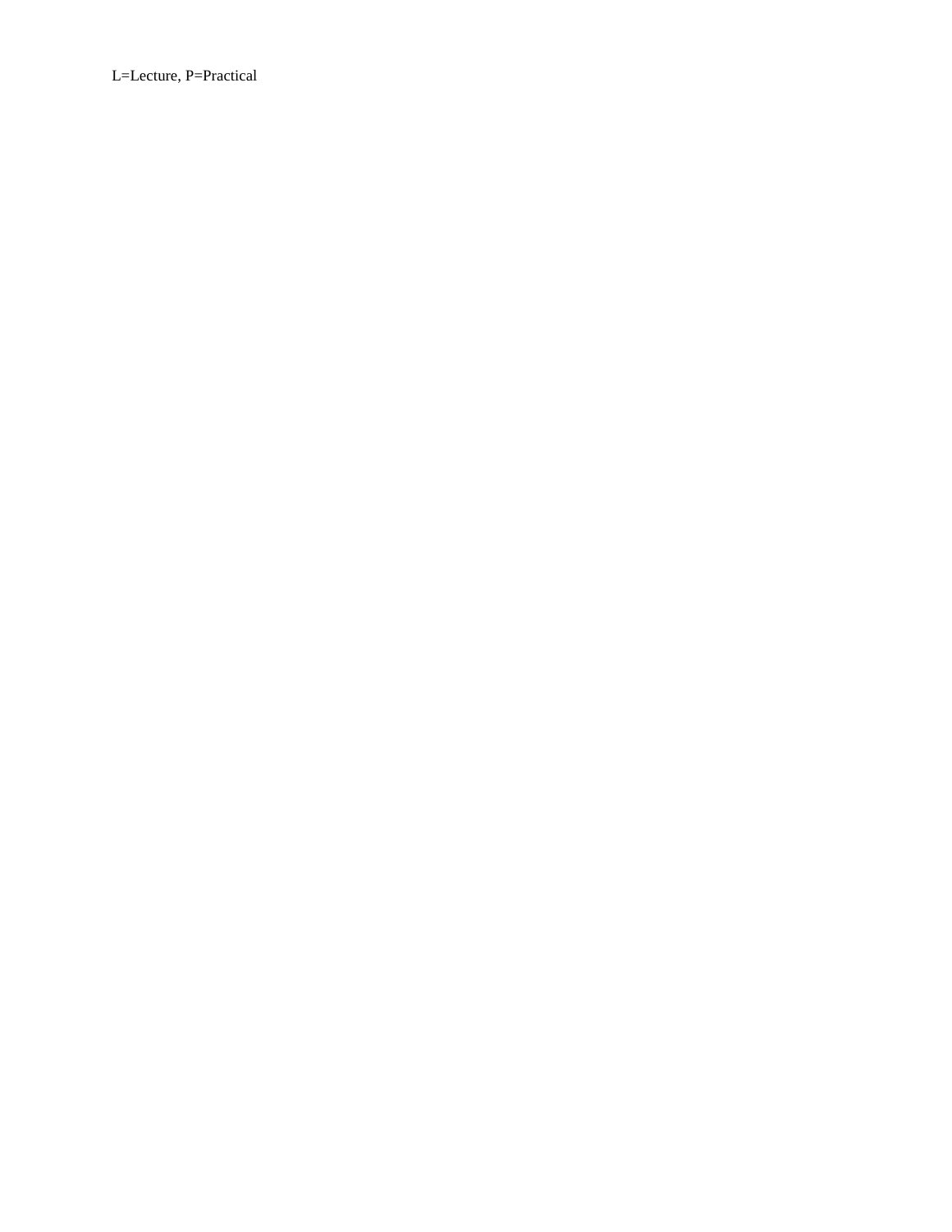L=Lecture, P=Practical